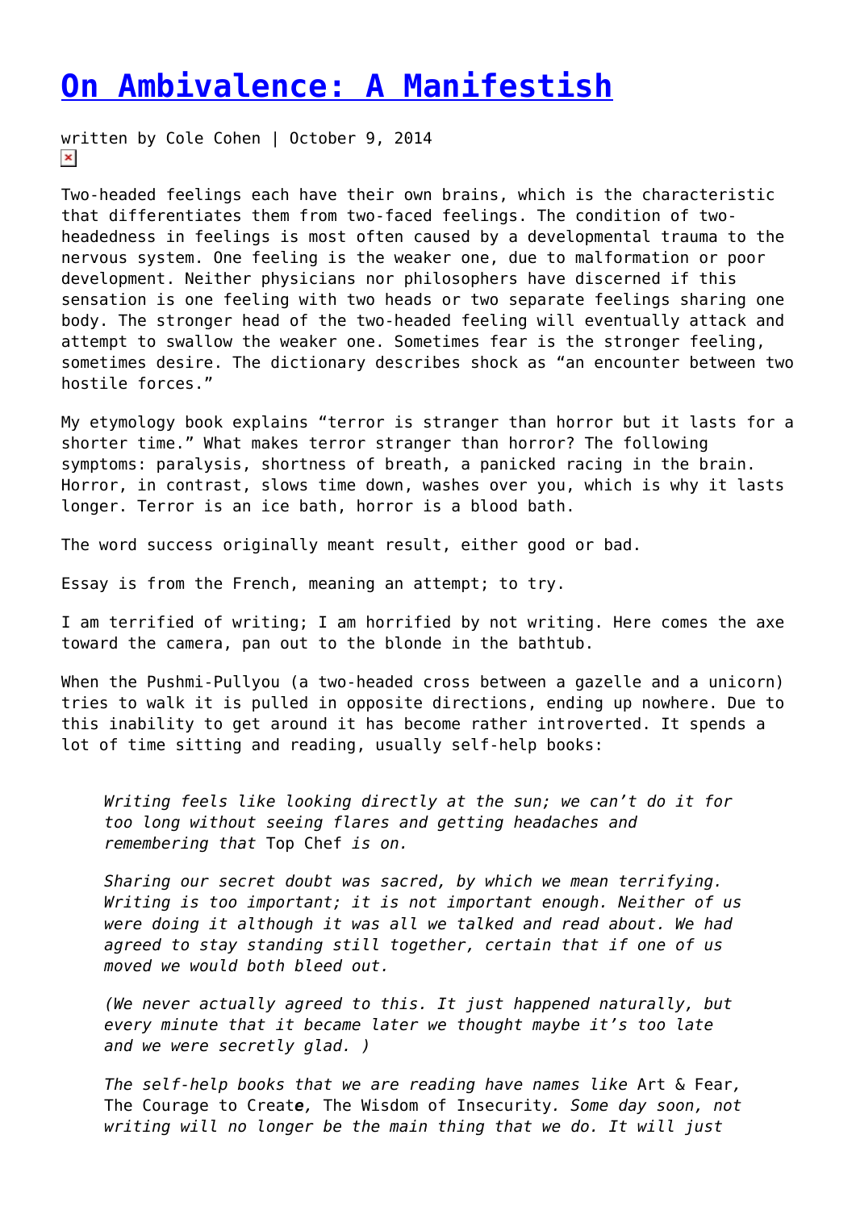# [On Ambivalence: A Manifestish]

written by Cole Cohen | October 9, 2014

Two-headed feelings each have their own brains, which is the characteristic that differentiates them from two-faced feelings. The condition of two-headedness in feelings is most often caused by a developmental trauma to the nervous system. One feeling is the weaker one, due to malformation or poor development. Neither physicians nor philosophers have discerned if this sensation is one feeling with two heads or two separate feelings sharing one body. The stronger head of the two-headed feeling will eventually attack and attempt to swallow the weaker one. Sometimes fear is the stronger feeling, sometimes desire. The dictionary describes shock as "an encounter between two hostile forces."

My etymology book explains "terror is stranger than horror but it lasts for a shorter time." What makes terror stranger than horror? The following symptoms: paralysis, shortness of breath, a panicked racing in the brain. Horror, in contrast, slows time down, washes over you, which is why it lasts longer. Terror is an ice bath, horror is a blood bath.

The word success originally meant result, either good or bad.

Essay is from the French, meaning an attempt; to try.

I am terrified of writing; I am horrified by not writing. Here comes the axe toward the camera, pan out to the blonde in the bathtub.

When the Pushmi-Pullyou (a two-headed cross between a gazelle and a unicorn) tries to walk it is pulled in opposite directions, ending up nowhere. Due to this inability to get around it has become rather introverted. It spends a lot of time sitting and reading, usually self-help books:

> *Writing feels like looking directly at the sun; we can't do it for too long without seeing flares and getting headaches and remembering that* Top Chef *is on.*
>
> *Sharing our secret doubt was sacred, by which we mean terrifying. Writing is too important; it is not important enough. Neither of us were doing it although it was all we talked and read about. We had agreed to stay standing still together, certain that if one of us moved we would both bleed out.*
>
> *(We never actually agreed to this. It just happened naturally, but every minute that it became later we thought maybe it's too late and we were secretly glad. )*
>
> *The self-help books that we are reading have names like* Art & Fear, The Courage to Creat**e**, The Wisdom of Insecurity*. Some day soon, not writing will no longer be the main thing that we do. It will just*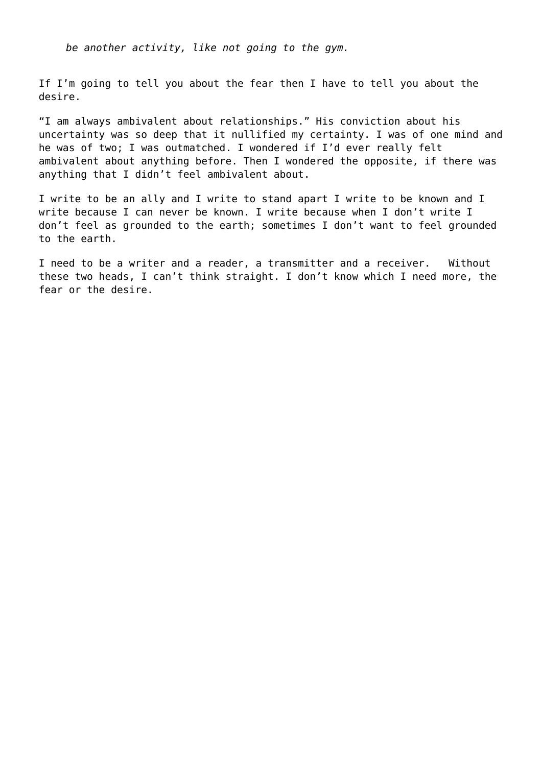*be another activity, like not going to the gym.*

If I'm going to tell you about the fear then I have to tell you about the desire.

"I am always ambivalent about relationships." His conviction about his uncertainty was so deep that it nullified my certainty. I was of one mind and he was of two; I was outmatched. I wondered if I'd ever really felt ambivalent about anything before. Then I wondered the opposite, if there was anything that I didn't feel ambivalent about.

I write to be an ally and I write to stand apart I write to be known and I write because I can never be known. I write because when I don't write I don't feel as grounded to the earth; sometimes I don't want to feel grounded to the earth.

I need to be a writer and a reader, a transmitter and a receiver. Without these two heads, I can't think straight. I don't know which I need more, the fear or the desire.